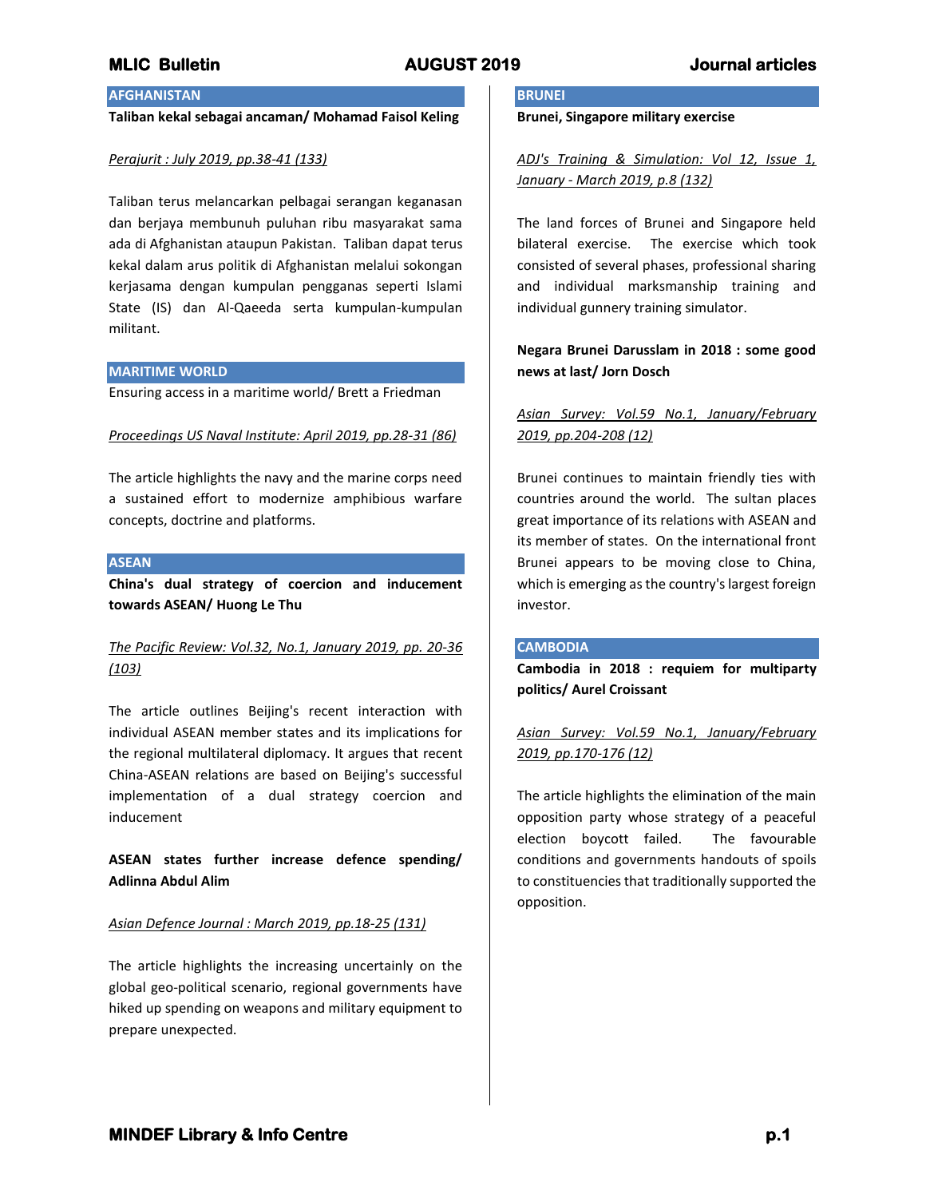## AFGHANISTAN

**Taliban kekal sebagai ancaman/ Mohamad Faisol Keling**

*Perajurit : July 2019, pp.38-41 (133)*

Taliban terus melancarkan pelbagai serangan keganasan dan berjaya membunuh puluhan ribu masyarakat sama ada di Afghanistan ataupun Pakistan. Taliban dapat terus kekal dalam arus politik di Afghanistan melalui sokongan kerjasama dengan kumpulan pengganas seperti Islami State (IS) dan Al-Qaeeda serta kumpulan-kumpulan militant.

## MARITIME WORLD

Ensuring access in a maritime world/ Brett a Friedman

*Proceedings US Naval Institute: April 2019, pp.28-31 (86)*

The article highlights the navy and the marine corps need a sustained effort to modernize amphibious warfare concepts, doctrine and platforms.

## ASEAN

**China's dual strategy of coercion and inducement towards ASEAN/ Huong Le Thu**

*The Pacific Review: Vol.32, No.1, January 2019, pp. 20-36 (103)*

The article outlines Beijing's recent interaction with individual ASEAN member states and its implications for the regional multilateral diplomacy. It argues that recent China-ASEAN relations are based on Beijing's successful implementation of a dual strategy coercion and inducement

**ASEAN states further increase defence spending/ Adlinna Abdul Alim**

*Asian Defence Journal : March 2019, pp.18-25 (131)*

The article highlights the increasing uncertainly on the global geo-political scenario, regional governments have hiked up spending on weapons and military equipment to prepare unexpected.

## BRUNEI

**Brunei, Singapore military exercise**

*ADJ's Training & Simulation: Vol 12, Issue 1, January - March 2019, p.8 (132)*

The land forces of Brunei and Singapore held bilateral exercise. The exercise which took consisted of several phases, professional sharing and individual marksmanship training and individual gunnery training simulator.

**Negara Brunei Darusslam in 2018 : some good news at last/ Jorn Dosch**

*Asian Survey: Vol.59 No.1, January/February 2019, pp.204-208 (12)*

Brunei continues to maintain friendly ties with countries around the world. The sultan places great importance of its relations with ASEAN and its member of states. On the international front Brunei appears to be moving close to China, which is emerging as the country's largest foreign investor.

## CAMBODIA

**Cambodia in 2018 : requiem for multiparty politics/ Aurel Croissant**

*Asian Survey: Vol.59 No.1, January/February 2019, pp.170-176 (12)*

The article highlights the elimination of the main opposition party whose strategy of a peaceful election boycott failed. The favourable conditions and governments handouts of spoils to constituencies that traditionally supported the opposition.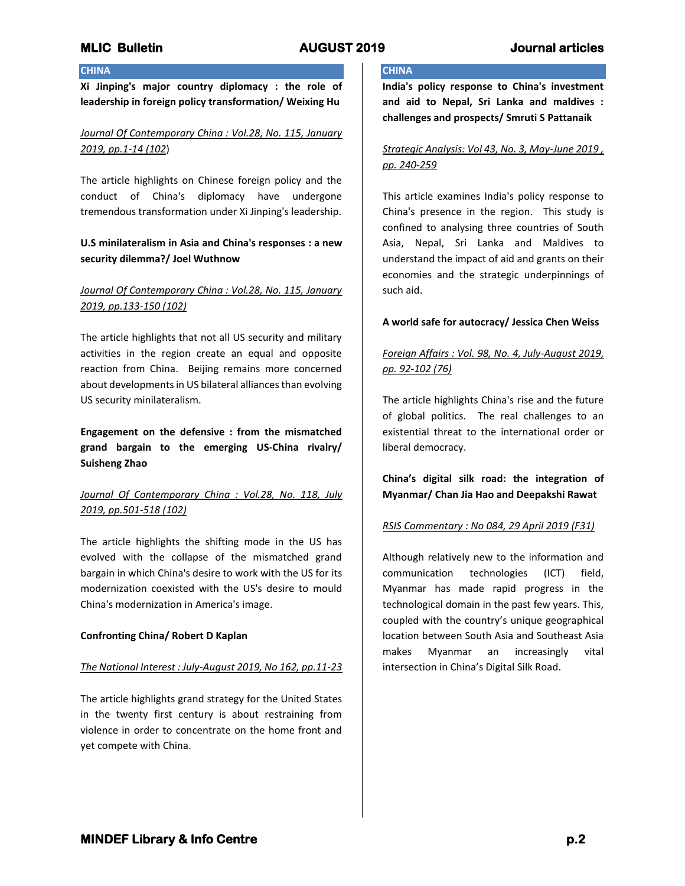## CHINA

**Xi Jinping's major country diplomacy : the role of leadership in foreign policy transformation/ Weixing Hu**

_Journal Of Contemporary China : Vol.28, No. 115, January 2019, pp.1-14 (102_)

The article highlights on Chinese foreign policy and the conduct of China's diplomacy have undergone tremendous transformation under Xi Jinping's leadership.

**U.S minilateralism in Asia and China's responses : a new security dilemma?/ Joel Wuthnow**

_Journal Of Contemporary China : Vol.28, No. 115, January 2019, pp.133-150 (102)_

The article highlights that not all US security and military activities in the region create an equal and opposite reaction from China. Beijing remains more concerned about developments in US bilateral alliances than evolving US security minilateralism.

**Engagement on the defensive : from the mismatched grand bargain to the emerging US-China rivalry/ Suisheng Zhao**

_Journal Of Contemporary China : Vol.28, No. 118, July 2019, pp.501-518 (102)_

The article highlights the shifting mode in the US has evolved with the collapse of the mismatched grand bargain in which China's desire to work with the US for its modernization coexisted with the US's desire to mould China's modernization in America's image.

**Confronting China/ Robert D Kaplan**

_The National Interest : July-August 2019, No 162, pp.11-23_

The article highlights grand strategy for the United States in the twenty first century is about restraining from violence in order to concentrate on the home front and yet compete with China.

## CHINA

**India's policy response to China's investment and aid to Nepal, Sri Lanka and maldives : challenges and prospects/ Smruti S Pattanaik**

_Strategic Analysis: Vol 43, No. 3, May-June 2019 , pp. 240-259_

This article examines India's policy response to China's presence in the region. This study is confined to analysing three countries of South Asia, Nepal, Sri Lanka and Maldives to understand the impact of aid and grants on their economies and the strategic underpinnings of such aid.

**A world safe for autocracy/ Jessica Chen Weiss**

_Foreign Affairs : Vol. 98, No. 4, July-August 2019, pp. 92-102 (76)_

The article highlights China's rise and the future of global politics. The real challenges to an existential threat to the international order or liberal democracy.

**China's digital silk road: the integration of Myanmar/ Chan Jia Hao and Deepakshi Rawat**

_RSIS Commentary : No 084, 29 April 2019 (F31)_

Although relatively new to the information and communication technologies (ICT) field, Myanmar has made rapid progress in the technological domain in the past few years. This, coupled with the country's unique geographical location between South Asia and Southeast Asia makes Myanmar an increasingly vital intersection in China's Digital Silk Road.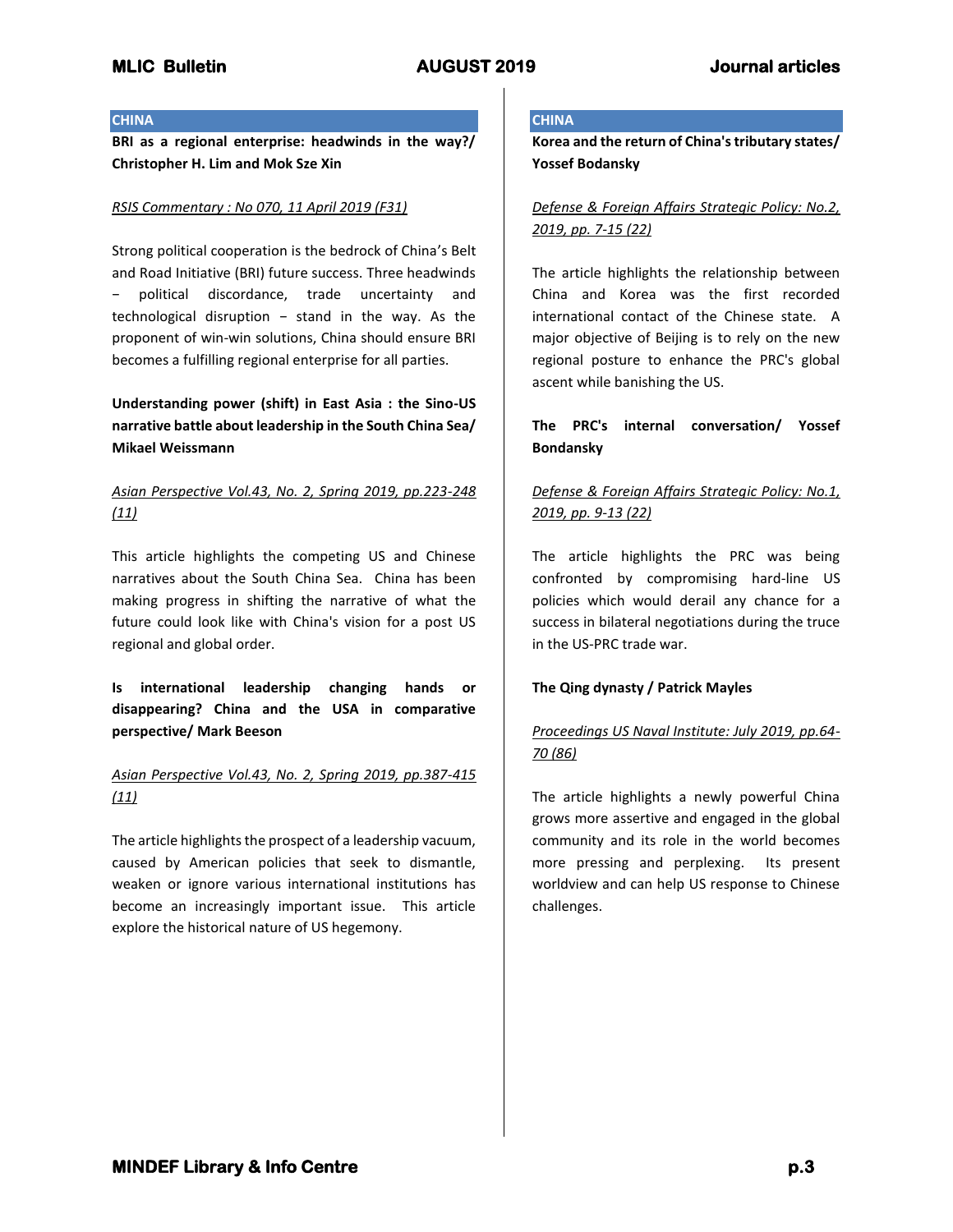## CHINA

**BRI as a regional enterprise: headwinds in the way?/ Christopher H. Lim and Mok Sze Xin**

RSIS Commentary : No 070, 11 April 2019 (F31)

Strong political cooperation is the bedrock of China's Belt and Road Initiative (BRI) future success. Three headwinds − political discordance, trade uncertainty and technological disruption − stand in the way. As the proponent of win-win solutions, China should ensure BRI becomes a fulfilling regional enterprise for all parties.

**Understanding power (shift) in East Asia : the Sino-US narrative battle about leadership in the South China Sea/ Mikael Weissmann**

Asian Perspective Vol.43, No. 2, Spring 2019, pp.223-248 (11)

This article highlights the competing US and Chinese narratives about the South China Sea. China has been making progress in shifting the narrative of what the future could look like with China's vision for a post US regional and global order.

**Is international leadership changing hands or disappearing? China and the USA in comparative perspective/ Mark Beeson**

Asian Perspective Vol.43, No. 2, Spring 2019, pp.387-415 (11)

The article highlights the prospect of a leadership vacuum, caused by American policies that seek to dismantle, weaken or ignore various international institutions has become an increasingly important issue. This article explore the historical nature of US hegemony.

## CHINA

**Korea and the return of China's tributary states/ Yossef Bodansky**

Defense & Foreign Affairs Strategic Policy: No.2, 2019, pp. 7-15 (22)

The article highlights the relationship between China and Korea was the first recorded international contact of the Chinese state. A major objective of Beijing is to rely on the new regional posture to enhance the PRC's global ascent while banishing the US.

**The PRC's internal conversation/ Yossef Bondansky**

Defense & Foreign Affairs Strategic Policy: No.1, 2019, pp. 9-13 (22)

The article highlights the PRC was being confronted by compromising hard-line US policies which would derail any chance for a success in bilateral negotiations during the truce in the US-PRC trade war.

**The Qing dynasty / Patrick Mayles**

Proceedings US Naval Institute: July 2019, pp.64-70 (86)

The article highlights a newly powerful China grows more assertive and engaged in the global community and its role in the world becomes more pressing and perplexing. Its present worldview and can help US response to Chinese challenges.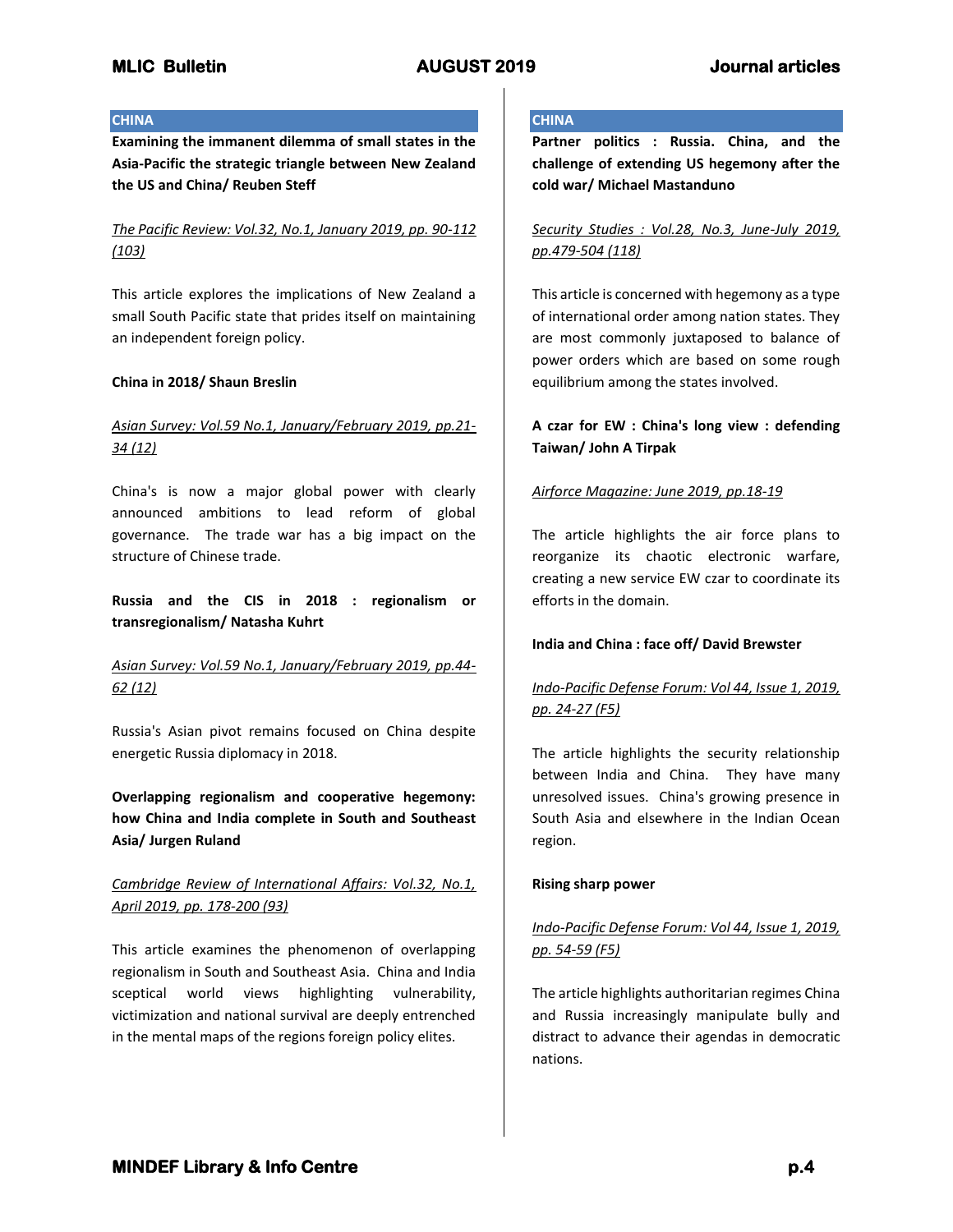## CHINA

**Examining the immanent dilemma of small states in the Asia-Pacific the strategic triangle between New Zealand the US and China/ Reuben Steff**

*The Pacific Review: Vol.32, No.1, January 2019, pp. 90-112 (103)*

This article explores the implications of New Zealand a small South Pacific state that prides itself on maintaining an independent foreign policy.

**China in 2018/ Shaun Breslin**

*Asian Survey: Vol.59 No.1, January/February 2019, pp.21-34 (12)*

China's is now a major global power with clearly announced ambitions to lead reform of global governance. The trade war has a big impact on the structure of Chinese trade.

**Russia and the CIS in 2018 : regionalism or transregionalism/ Natasha Kuhrt**

*Asian Survey: Vol.59 No.1, January/February 2019, pp.44-62 (12)*

Russia's Asian pivot remains focused on China despite energetic Russia diplomacy in 2018.

**Overlapping regionalism and cooperative hegemony: how China and India complete in South and Southeast Asia/ Jurgen Ruland**

*Cambridge Review of International Affairs: Vol.32, No.1, April 2019, pp. 178-200 (93)*

This article examines the phenomenon of overlapping regionalism in South and Southeast Asia. China and India sceptical world views highlighting vulnerability, victimization and national survival are deeply entrenched in the mental maps of the regions foreign policy elites.

## CHINA

**Partner politics : Russia. China, and the challenge of extending US hegemony after the cold war/ Michael Mastanduno**

*Security Studies : Vol.28, No.3, June-July 2019, pp.479-504 (118)*

This article is concerned with hegemony as a type of international order among nation states. They are most commonly juxtaposed to balance of power orders which are based on some rough equilibrium among the states involved.

**A czar for EW : China's long view : defending Taiwan/ John A Tirpak**

*Airforce Magazine: June 2019, pp.18-19*

The article highlights the air force plans to reorganize its chaotic electronic warfare, creating a new service EW czar to coordinate its efforts in the domain.

**India and China : face off/ David Brewster**

*Indo-Pacific Defense Forum: Vol 44, Issue 1, 2019, pp. 24-27 (F5)*

The article highlights the security relationship between India and China. They have many unresolved issues. China's growing presence in South Asia and elsewhere in the Indian Ocean region.

**Rising sharp power**

*Indo-Pacific Defense Forum: Vol 44, Issue 1, 2019, pp. 54-59 (F5)*

The article highlights authoritarian regimes China and Russia increasingly manipulate bully and distract to advance their agendas in democratic nations.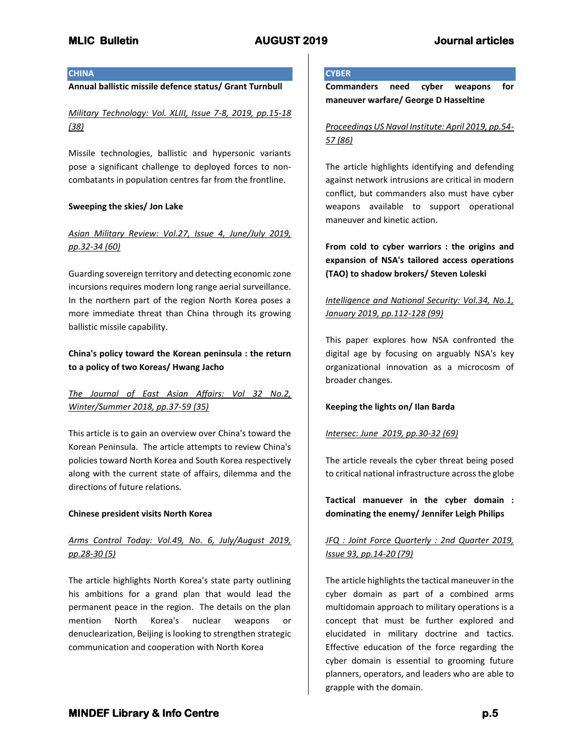## CHINA

**Annual ballistic missile defence status/ Grant Turnbull**

*Military Technology: Vol. XLIII, Issue 7-8, 2019, pp.15-18 (38)*

Missile technologies, ballistic and hypersonic variants pose a significant challenge to deployed forces to non-combatants in population centres far from the frontline.

**Sweeping the skies/ Jon Lake**

*Asian Military Review: Vol.27, Issue 4, June/July 2019, pp.32-34 (60)*

Guarding sovereign territory and detecting economic zone incursions requires modern long range aerial surveillance. In the northern part of the region North Korea poses a more immediate threat than China through its growing ballistic missile capability.

**China's policy toward the Korean peninsula : the return to a policy of two Koreas/ Hwang Jacho**

*The Journal of East Asian Affairs: Vol 32 No.2, Winter/Summer 2018, pp.37-59 (35)*

This article is to gain an overview over China's toward the Korean Peninsula. The article attempts to review China's policies toward North Korea and South Korea respectively along with the current state of affairs, dilemma and the directions of future relations.

**Chinese president visits North Korea**

*Arms Control Today: Vol.49, No. 6, July/August 2019, pp.28-30 (5)*

The article highlights North Korea's state party outlining his ambitions for a grand plan that would lead the permanent peace in the region. The details on the plan mention North Korea's nuclear weapons or denuclearization, Beijing is looking to strengthen strategic communication and cooperation with North Korea

## CYBER

**Commanders need cyber weapons for maneuver warfare/ George D Hasseltine**

*Proceedings US Naval Institute: April 2019, pp.54-57 (86)*

The article highlights identifying and defending against network intrusions are critical in modern conflict, but commanders also must have cyber weapons available to support operational maneuver and kinetic action.

**From cold to cyber warriors : the origins and expansion of NSA's tailored access operations (TAO) to shadow brokers/ Steven Loleski**

*Intelligence and National Security: Vol.34, No.1, January 2019, pp.112-128 (99)*

This paper explores how NSA confronted the digital age by focusing on arguably NSA's key organizational innovation as a microcosm of broader changes.

**Keeping the lights on/ Ilan Barda**

*Intersec: June 2019, pp.30-32 (69)*

The article reveals the cyber threat being posed to critical national infrastructure across the globe

**Tactical manuever in the cyber domain : dominating the enemy/ Jennifer Leigh Philips**

*JFQ : Joint Force Quarterly : 2nd Quarter 2019, Issue 93, pp.14-20 (79)*

The article highlights the tactical maneuver in the cyber domain as part of a combined arms multidomain approach to military operations is a concept that must be further explored and elucidated in military doctrine and tactics. Effective education of the force regarding the cyber domain is essential to grooming future planners, operators, and leaders who are able to grapple with the domain.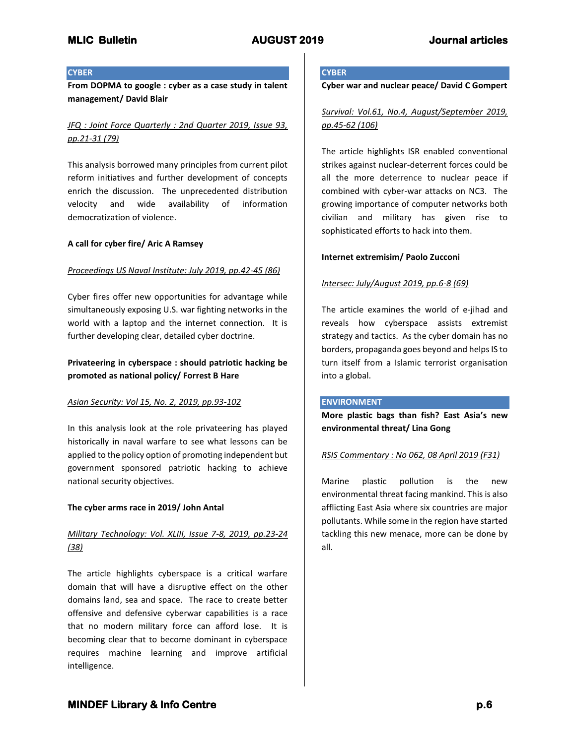## CYBER

**From DOPMA to google : cyber as a case study in talent management/ David Blair**

*JFQ : Joint Force Quarterly : 2nd Quarter 2019, Issue 93, pp.21-31 (79)*

This analysis borrowed many principles from current pilot reform initiatives and further development of concepts enrich the discussion. The unprecedented distribution velocity and wide availability of information democratization of violence.

**A call for cyber fire/ Aric A Ramsey**

*Proceedings US Naval Institute: July 2019, pp.42-45 (86)*

Cyber fires offer new opportunities for advantage while simultaneously exposing U.S. war fighting networks in the world with a laptop and the internet connection. It is further developing clear, detailed cyber doctrine.

**Privateering in cyberspace : should patriotic hacking be promoted as national policy/ Forrest B Hare**

*Asian Security: Vol 15, No. 2, 2019, pp.93-102*

In this analysis look at the role privateering has played historically in naval warfare to see what lessons can be applied to the policy option of promoting independent but government sponsored patriotic hacking to achieve national security objectives.

**The cyber arms race in 2019/ John Antal**

*Military Technology: Vol. XLIII, Issue 7-8, 2019, pp.23-24 (38)*

The article highlights cyberspace is a critical warfare domain that will have a disruptive effect on the other domains land, sea and space. The race to create better offensive and defensive cyberwar capabilities is a race that no modern military force can afford lose. It is becoming clear that to become dominant in cyberspace requires machine learning and improve artificial intelligence.

## CYBER

**Cyber war and nuclear peace/ David C Gompert**

*Survival: Vol.61, No.4, August/September 2019, pp.45-62 (106)*

The article highlights ISR enabled conventional strikes against nuclear-deterrent forces could be all the more deterrence to nuclear peace if combined with cyber-war attacks on NC3. The growing importance of computer networks both civilian and military has given rise to sophisticated efforts to hack into them.

**Internet extremisim/ Paolo Zucconi**

*Intersec: July/August 2019, pp.6-8 (69)*

The article examines the world of e-jihad and reveals how cyberspace assists extremist strategy and tactics. As the cyber domain has no borders, propaganda goes beyond and helps IS to turn itself from a Islamic terrorist organisation into a global.

## ENVIRONMENT

**More plastic bags than fish? East Asia's new environmental threat/ Lina Gong**

*RSIS Commentary : No 062, 08 April 2019 (F31)*

Marine plastic pollution is the new environmental threat facing mankind. This is also afflicting East Asia where six countries are major pollutants. While some in the region have started tackling this new menace, more can be done by all.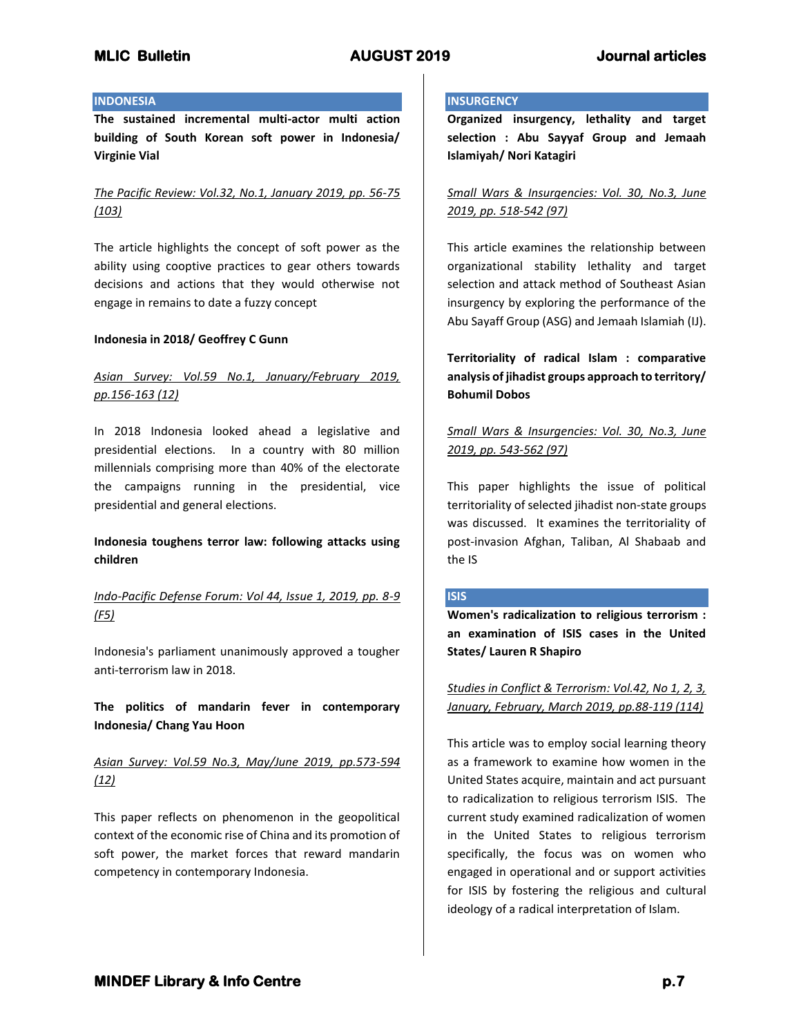## INDONESIA

**The sustained incremental multi-actor multi action building of South Korean soft power in Indonesia/ Virginie Vial**

*The Pacific Review: Vol.32, No.1, January 2019, pp. 56-75 (103)*

The article highlights the concept of soft power as the ability using cooptive practices to gear others towards decisions and actions that they would otherwise not engage in remains to date a fuzzy concept

**Indonesia in 2018/ Geoffrey C Gunn**

*Asian Survey: Vol.59 No.1, January/February 2019, pp.156-163 (12)*

In 2018 Indonesia looked ahead a legislative and presidential elections. In a country with 80 million millennials comprising more than 40% of the electorate the campaigns running in the presidential, vice presidential and general elections.

**Indonesia toughens terror law: following attacks using children**

*Indo-Pacific Defense Forum: Vol 44, Issue 1, 2019, pp. 8-9 (F5)*

Indonesia's parliament unanimously approved a tougher anti-terrorism law in 2018.

**The politics of mandarin fever in contemporary Indonesia/ Chang Yau Hoon**

*Asian Survey: Vol.59 No.3, May/June 2019, pp.573-594 (12)*

This paper reflects on phenomenon in the geopolitical context of the economic rise of China and its promotion of soft power, the market forces that reward mandarin competency in contemporary Indonesia.

## INSURGENCY

**Organized insurgency, lethality and target selection : Abu Sayyaf Group and Jemaah Islamiyah/ Nori Katagiri**

*Small Wars & Insurgencies: Vol. 30, No.3, June 2019, pp. 518-542 (97)*

This article examines the relationship between organizational stability lethality and target selection and attack method of Southeast Asian insurgency by exploring the performance of the Abu Sayaff Group (ASG) and Jemaah Islamiah (IJ).

**Territoriality of radical Islam : comparative analysis of jihadist groups approach to territory/ Bohumil Dobos**

*Small Wars & Insurgencies: Vol. 30, No.3, June 2019, pp. 543-562 (97)*

This paper highlights the issue of political territoriality of selected jihadist non-state groups was discussed. It examines the territoriality of post-invasion Afghan, Taliban, Al Shabaab and the IS

## ISIS

**Women's radicalization to religious terrorism : an examination of ISIS cases in the United States/ Lauren R Shapiro**

*Studies in Conflict & Terrorism: Vol.42, No 1, 2, 3, January, February, March 2019, pp.88-119 (114)*

This article was to employ social learning theory as a framework to examine how women in the United States acquire, maintain and act pursuant to radicalization to religious terrorism ISIS. The current study examined radicalization of women in the United States to religious terrorism specifically, the focus was on women who engaged in operational and or support activities for ISIS by fostering the religious and cultural ideology of a radical interpretation of Islam.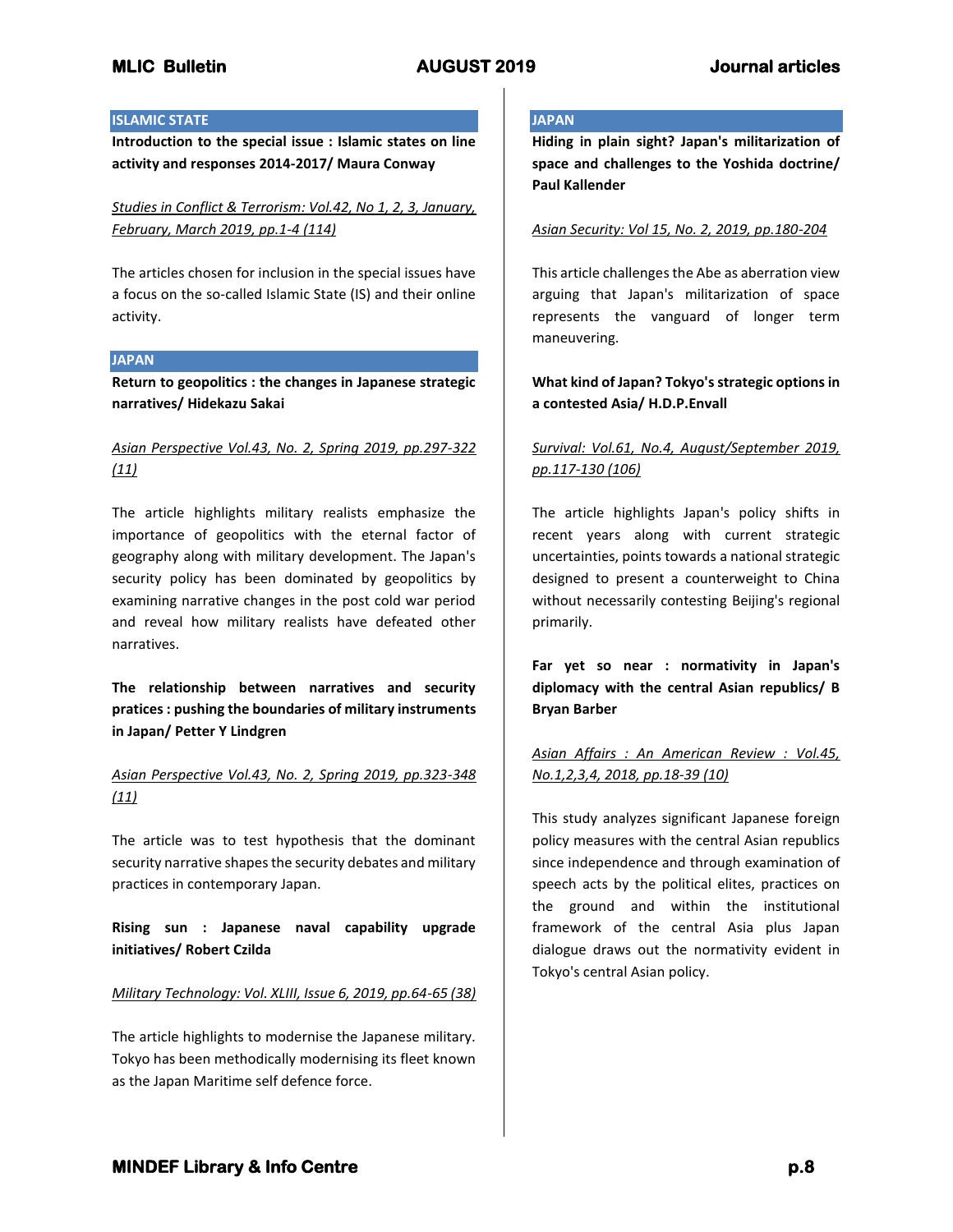## ISLAMIC STATE

**Introduction to the special issue : Islamic states on line activity and responses 2014-2017/ Maura Conway**

*Studies in Conflict & Terrorism: Vol.42, No 1, 2, 3, January, February, March 2019, pp.1-4 (114)*

The articles chosen for inclusion in the special issues have a focus on the so-called Islamic State (IS) and their online activity.

## JAPAN

**Return to geopolitics : the changes in Japanese strategic narratives/ Hidekazu Sakai**

*Asian Perspective Vol.43, No. 2, Spring 2019, pp.297-322 (11)*

The article highlights military realists emphasize the importance of geopolitics with the eternal factor of geography along with military development. The Japan's security policy has been dominated by geopolitics by examining narrative changes in the post cold war period and reveal how military realists have defeated other narratives.

**The relationship between narratives and security pratices : pushing the boundaries of military instruments in Japan/ Petter Y Lindgren**

*Asian Perspective Vol.43, No. 2, Spring 2019, pp.323-348 (11)*

The article was to test hypothesis that the dominant security narrative shapes the security debates and military practices in contemporary Japan.

**Rising sun : Japanese naval capability upgrade initiatives/ Robert Czilda**

*Military Technology: Vol. XLIII, Issue 6, 2019, pp.64-65 (38)*

The article highlights to modernise the Japanese military. Tokyo has been methodically modernising its fleet known as the Japan Maritime self defence force.

## JAPAN

**Hiding in plain sight? Japan's militarization of space and challenges to the Yoshida doctrine/ Paul Kallender**

*Asian Security: Vol 15, No. 2, 2019, pp.180-204*

This article challenges the Abe as aberration view arguing that Japan's militarization of space represents the vanguard of longer term maneuvering.

**What kind of Japan? Tokyo's strategic options in a contested Asia/ H.D.P.Envall**

*Survival: Vol.61, No.4, August/September 2019, pp.117-130 (106)*

The article highlights Japan's policy shifts in recent years along with current strategic uncertainties, points towards a national strategic designed to present a counterweight to China without necessarily contesting Beijing's regional primarily.

**Far yet so near : normativity in Japan's diplomacy with the central Asian republics/ B Bryan Barber**

*Asian Affairs : An American Review : Vol.45, No.1,2,3,4, 2018, pp.18-39 (10)*

This study analyzes significant Japanese foreign policy measures with the central Asian republics since independence and through examination of speech acts by the political elites, practices on the ground and within the institutional framework of the central Asia plus Japan dialogue draws out the normativity evident in Tokyo's central Asian policy.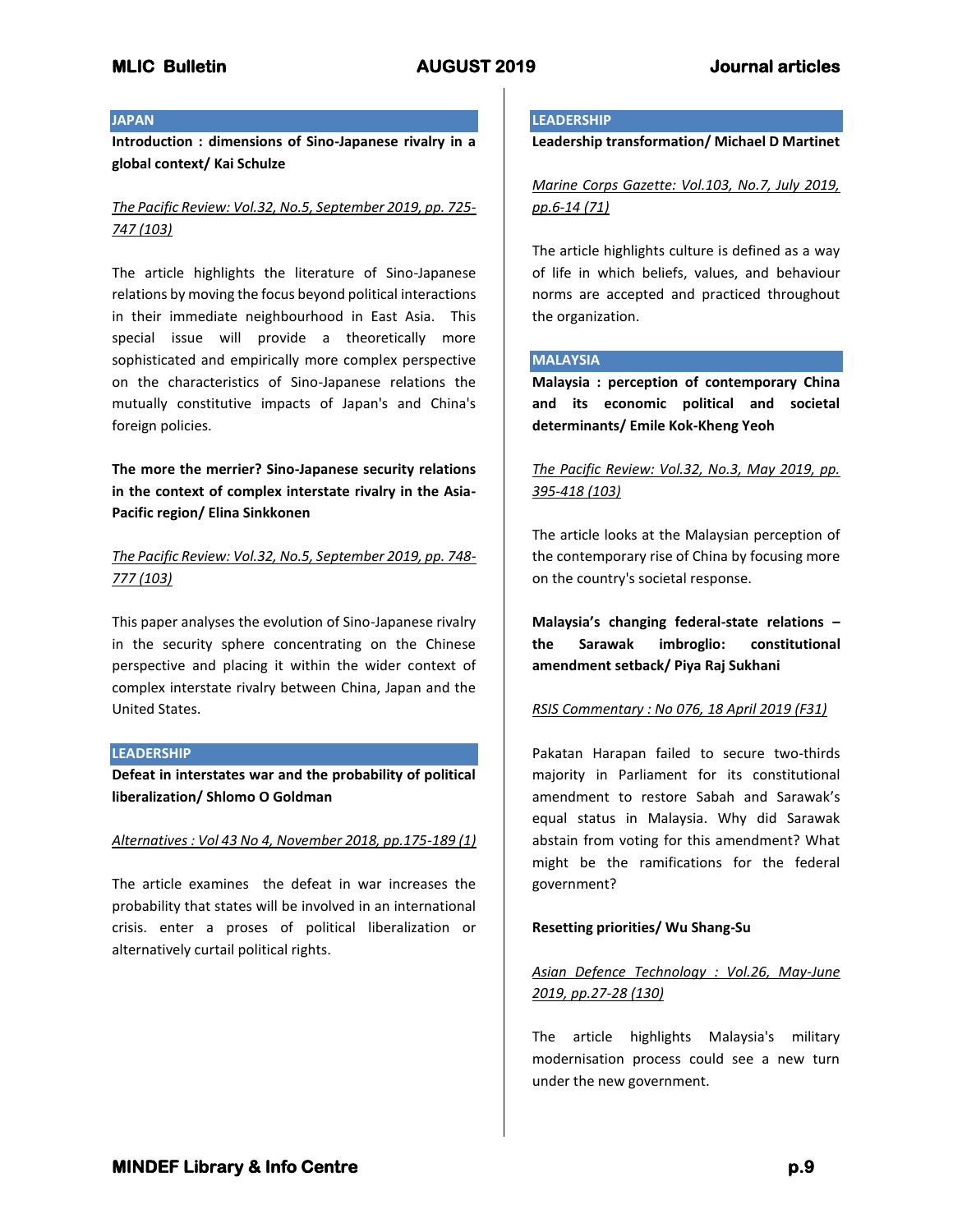## JAPAN

**Introduction : dimensions of Sino-Japanese rivalry in a global context/ Kai Schulze**

*The Pacific Review: Vol.32, No.5, September 2019, pp. 725-747 (103)*

The article highlights the literature of Sino-Japanese relations by moving the focus beyond political interactions in their immediate neighbourhood in East Asia. This special issue will provide a theoretically more sophisticated and empirically more complex perspective on the characteristics of Sino-Japanese relations the mutually constitutive impacts of Japan's and China's foreign policies.

**The more the merrier? Sino-Japanese security relations in the context of complex interstate rivalry in the Asia-Pacific region/ Elina Sinkkonen**

*The Pacific Review: Vol.32, No.5, September 2019, pp. 748-777 (103)*

This paper analyses the evolution of Sino-Japanese rivalry in the security sphere concentrating on the Chinese perspective and placing it within the wider context of complex interstate rivalry between China, Japan and the United States.

## LEADERSHIP

**Defeat in interstates war and the probability of political liberalization/ Shlomo O Goldman**

*Alternatives : Vol 43 No 4, November 2018, pp.175-189 (1)*

The article examines the defeat in war increases the probability that states will be involved in an international crisis. enter a proses of political liberalization or alternatively curtail political rights.

## LEADERSHIP

**Leadership transformation/ Michael D Martinet**

*Marine Corps Gazette: Vol.103, No.7, July 2019, pp.6-14 (71)*

The article highlights culture is defined as a way of life in which beliefs, values, and behaviour norms are accepted and practiced throughout the organization.

## MALAYSIA

**Malaysia : perception of contemporary China and its economic political and societal determinants/ Emile Kok-Kheng Yeoh**

*The Pacific Review: Vol.32, No.3, May 2019, pp. 395-418 (103)*

The article looks at the Malaysian perception of the contemporary rise of China by focusing more on the country's societal response.

**Malaysia's changing federal-state relations – the Sarawak imbroglio: constitutional amendment setback/ Piya Raj Sukhani**

*RSIS Commentary : No 076, 18 April 2019 (F31)*

Pakatan Harapan failed to secure two-thirds majority in Parliament for its constitutional amendment to restore Sabah and Sarawak's equal status in Malaysia. Why did Sarawak abstain from voting for this amendment? What might be the ramifications for the federal government?

**Resetting priorities/ Wu Shang-Su**

*Asian Defence Technology : Vol.26, May-June 2019, pp.27-28 (130)*

The article highlights Malaysia's military modernisation process could see a new turn under the new government.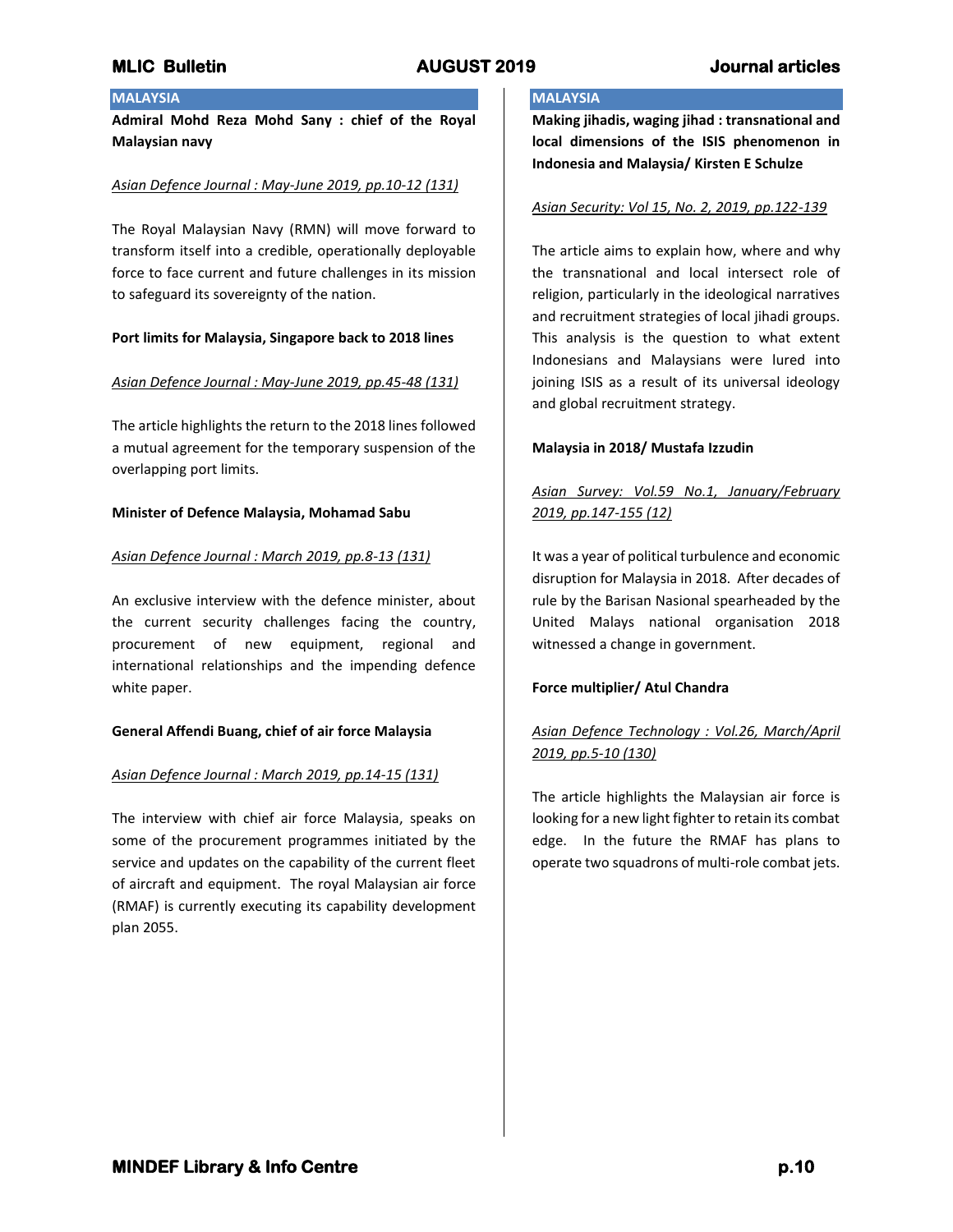## MALAYSIA

**Admiral Mohd Reza Mohd Sany : chief of the Royal Malaysian navy**

*Asian Defence Journal : May-June 2019, pp.10-12 (131)*

The Royal Malaysian Navy (RMN) will move forward to transform itself into a credible, operationally deployable force to face current and future challenges in its mission to safeguard its sovereignty of the nation.

**Port limits for Malaysia, Singapore back to 2018 lines**

*Asian Defence Journal : May-June 2019, pp.45-48 (131)*

The article highlights the return to the 2018 lines followed a mutual agreement for the temporary suspension of the overlapping port limits.

**Minister of Defence Malaysia, Mohamad Sabu**

*Asian Defence Journal : March 2019, pp.8-13 (131)*

An exclusive interview with the defence minister, about the current security challenges facing the country, procurement of new equipment, regional and international relationships and the impending defence white paper.

**General Affendi Buang, chief of air force Malaysia**

*Asian Defence Journal : March 2019, pp.14-15 (131)*

The interview with chief air force Malaysia, speaks on some of the procurement programmes initiated by the service and updates on the capability of the current fleet of aircraft and equipment. The royal Malaysian air force (RMAF) is currently executing its capability development plan 2055.

## MALAYSIA

**Making jihadis, waging jihad : transnational and local dimensions of the ISIS phenomenon in Indonesia and Malaysia/ Kirsten E Schulze**

*Asian Security: Vol 15, No. 2, 2019, pp.122-139*

The article aims to explain how, where and why the transnational and local intersect role of religion, particularly in the ideological narratives and recruitment strategies of local jihadi groups. This analysis is the question to what extent Indonesians and Malaysians were lured into joining ISIS as a result of its universal ideology and global recruitment strategy.

**Malaysia in 2018/ Mustafa Izzudin**

*Asian Survey: Vol.59 No.1, January/February 2019, pp.147-155 (12)*

It was a year of political turbulence and economic disruption for Malaysia in 2018. After decades of rule by the Barisan Nasional spearheaded by the United Malays national organisation 2018 witnessed a change in government.

**Force multiplier/ Atul Chandra**

*Asian Defence Technology : Vol.26, March/April 2019, pp.5-10 (130)*

The article highlights the Malaysian air force is looking for a new light fighter to retain its combat edge. In the future the RMAF has plans to operate two squadrons of multi-role combat jets.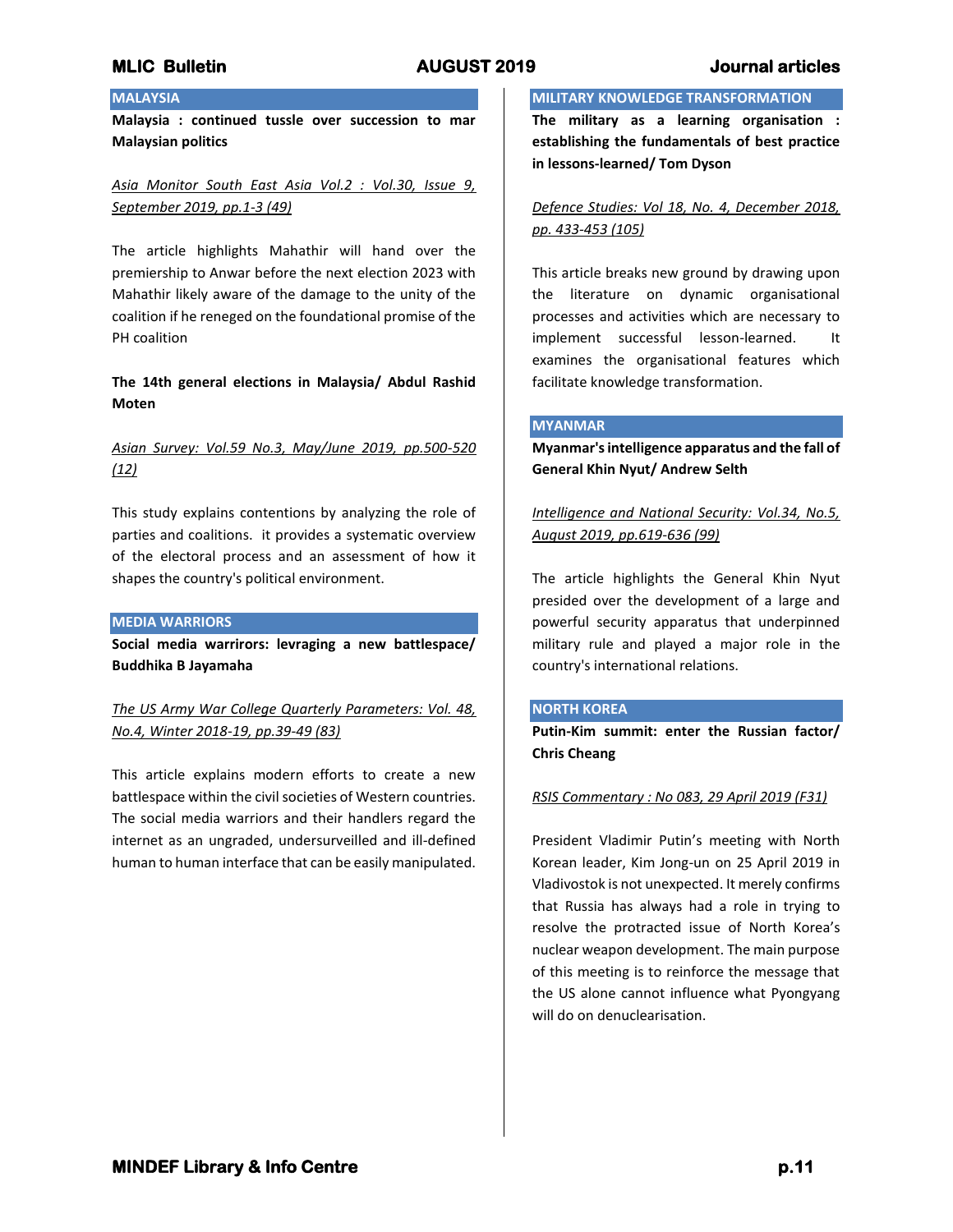## MALAYSIA

**Malaysia : continued tussle over succession to mar Malaysian politics**

*Asia Monitor South East Asia Vol.2 : Vol.30, Issue 9, September 2019, pp.1-3 (49)*

The article highlights Mahathir will hand over the premiership to Anwar before the next election 2023 with Mahathir likely aware of the damage to the unity of the coalition if he reneged on the foundational promise of the PH coalition

**The 14th general elections in Malaysia/ Abdul Rashid Moten**

*Asian Survey: Vol.59 No.3, May/June 2019, pp.500-520 (12)*

This study explains contentions by analyzing the role of parties and coalitions. it provides a systematic overview of the electoral process and an assessment of how it shapes the country's political environment.

## MEDIA WARRIORS

**Social media warrirors: levraging a new battlespace/ Buddhika B Jayamaha**

*The US Army War College Quarterly Parameters: Vol. 48, No.4, Winter 2018-19, pp.39-49 (83)*

This article explains modern efforts to create a new battlespace within the civil societies of Western countries. The social media warriors and their handlers regard the internet as an ungraded, undersurveilled and ill-defined human to human interface that can be easily manipulated.

## MILITARY KNOWLEDGE TRANSFORMATION

**The military as a learning organisation : establishing the fundamentals of best practice in lessons-learned/ Tom Dyson**

*Defence Studies: Vol 18, No. 4, December 2018, pp. 433-453 (105)*

This article breaks new ground by drawing upon the literature on dynamic organisational processes and activities which are necessary to implement successful lesson-learned. It examines the organisational features which facilitate knowledge transformation.

## MYANMAR

**Myanmar's intelligence apparatus and the fall of General Khin Nyut/ Andrew Selth**

*Intelligence and National Security: Vol.34, No.5, August 2019, pp.619-636 (99)*

The article highlights the General Khin Nyut presided over the development of a large and powerful security apparatus that underpinned military rule and played a major role in the country's international relations.

## NORTH KOREA

**Putin-Kim summit: enter the Russian factor/ Chris Cheang**

*RSIS Commentary : No 083, 29 April 2019 (F31)*

President Vladimir Putin's meeting with North Korean leader, Kim Jong-un on 25 April 2019 in Vladivostok is not unexpected. It merely confirms that Russia has always had a role in trying to resolve the protracted issue of North Korea's nuclear weapon development. The main purpose of this meeting is to reinforce the message that the US alone cannot influence what Pyongyang will do on denuclearisation.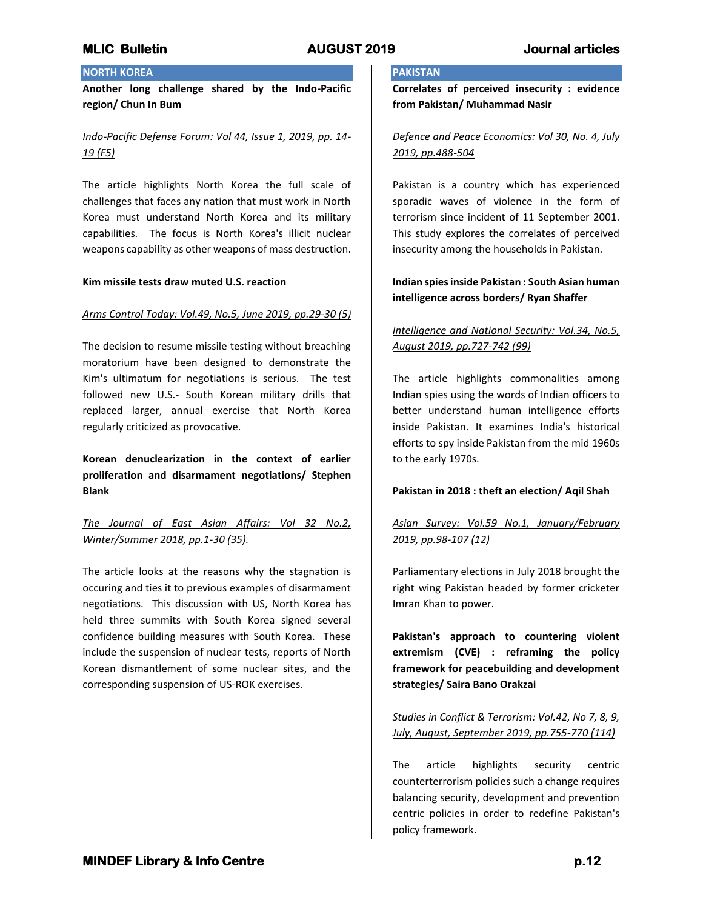## NORTH KOREA

**Another long challenge shared by the Indo-Pacific region/ Chun In Bum**

*Indo-Pacific Defense Forum: Vol 44, Issue 1, 2019, pp. 14-19 (F5)*

The article highlights North Korea the full scale of challenges that faces any nation that must work in North Korea must understand North Korea and its military capabilities. The focus is North Korea's illicit nuclear weapons capability as other weapons of mass destruction.

**Kim missile tests draw muted U.S. reaction**

*Arms Control Today: Vol.49, No.5, June 2019, pp.29-30 (5)*

The decision to resume missile testing without breaching moratorium have been designed to demonstrate the Kim's ultimatum for negotiations is serious. The test followed new U.S.- South Korean military drills that replaced larger, annual exercise that North Korea regularly criticized as provocative.

**Korean denuclearization in the context of earlier proliferation and disarmament negotiations/ Stephen Blank**

*The Journal of East Asian Affairs: Vol 32 No.2, Winter/Summer 2018, pp.1-30 (35).*

The article looks at the reasons why the stagnation is occuring and ties it to previous examples of disarmament negotiations. This discussion with US, North Korea has held three summits with South Korea signed several confidence building measures with South Korea. These include the suspension of nuclear tests, reports of North Korean dismantlement of some nuclear sites, and the corresponding suspension of US-ROK exercises.

## PAKISTAN

**Correlates of perceived insecurity : evidence from Pakistan/ Muhammad Nasir**

*Defence and Peace Economics: Vol 30, No. 4, July 2019, pp.488-504*

Pakistan is a country which has experienced sporadic waves of violence in the form of terrorism since incident of 11 September 2001. This study explores the correlates of perceived insecurity among the households in Pakistan.

**Indian spies inside Pakistan : South Asian human intelligence across borders/ Ryan Shaffer**

*Intelligence and National Security: Vol.34, No.5, August 2019, pp.727-742 (99)*

The article highlights commonalities among Indian spies using the words of Indian officers to better understand human intelligence efforts inside Pakistan. It examines India's historical efforts to spy inside Pakistan from the mid 1960s to the early 1970s.

**Pakistan in 2018 : theft an election/ Aqil Shah**

*Asian Survey: Vol.59 No.1, January/February 2019, pp.98-107 (12)*

Parliamentary elections in July 2018 brought the right wing Pakistan headed by former cricketer Imran Khan to power.

**Pakistan's approach to countering violent extremism (CVE) : reframing the policy framework for peacebuilding and development strategies/ Saira Bano Orakzai**

*Studies in Conflict & Terrorism: Vol.42, No 7, 8, 9, July, August, September 2019, pp.755-770 (114)*

The article highlights security centric counterterrorism policies such a change requires balancing security, development and prevention centric policies in order to redefine Pakistan's policy framework.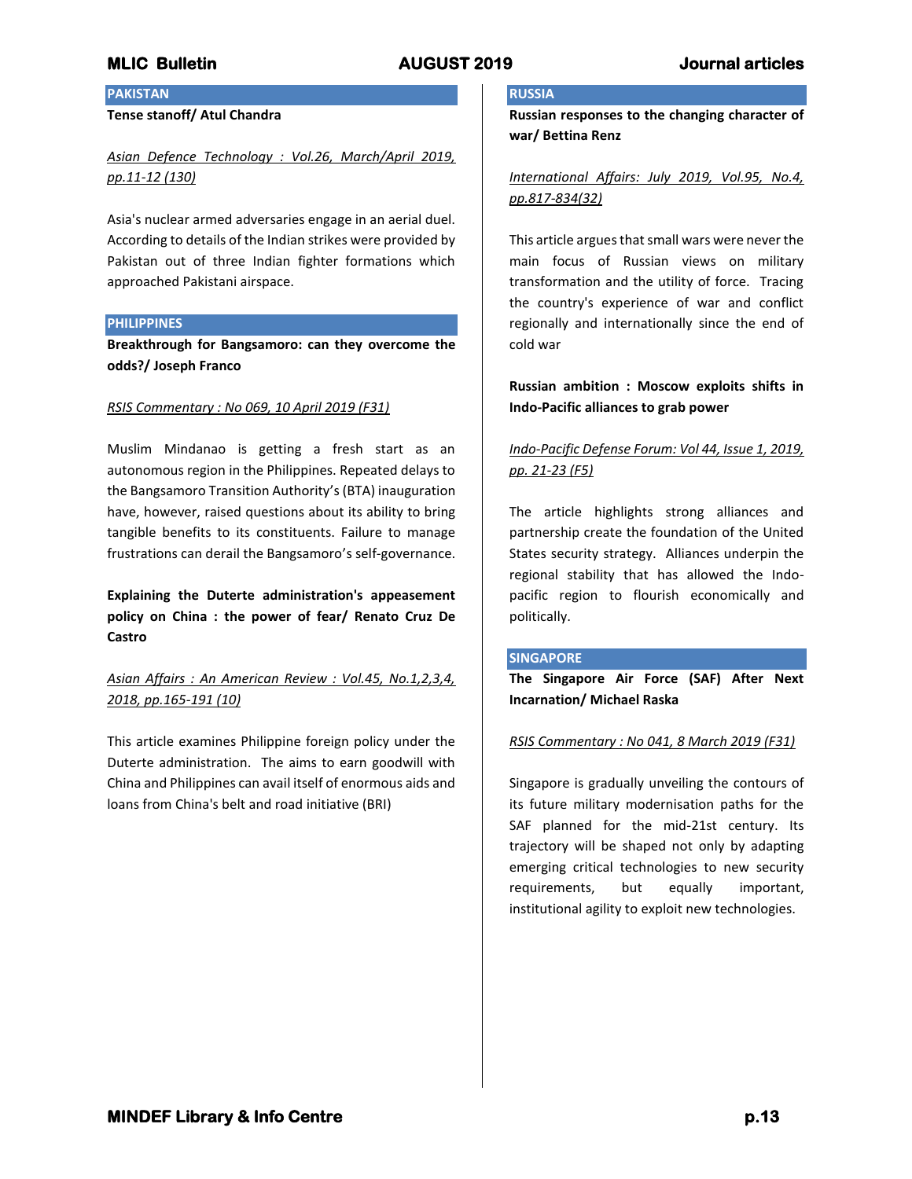## PAKISTAN

**Tense standoff/ Atul Chandra**

*Asian Defence Technology : Vol.26, March/April 2019, pp.11-12 (130)*

Asia's nuclear armed adversaries engage in an aerial duel. According to details of the Indian strikes were provided by Pakistan out of three Indian fighter formations which approached Pakistani airspace.

## PHILIPPINES

**Breakthrough for Bangsamoro: can they overcome the odds?/ Joseph Franco**

*RSIS Commentary : No 069, 10 April 2019 (F31)*

Muslim Mindanao is getting a fresh start as an autonomous region in the Philippines. Repeated delays to the Bangsamoro Transition Authority's (BTA) inauguration have, however, raised questions about its ability to bring tangible benefits to its constituents. Failure to manage frustrations can derail the Bangsamoro's self-governance.

**Explaining the Duterte administration's appeasement policy on China : the power of fear/ Renato Cruz De Castro**

*Asian Affairs : An American Review : Vol.45, No.1,2,3,4, 2018, pp.165-191 (10)*

This article examines Philippine foreign policy under the Duterte administration. The aims to earn goodwill with China and Philippines can avail itself of enormous aids and loans from China's belt and road initiative (BRI)

## RUSSIA

**Russian responses to the changing character of war/ Bettina Renz**

*International Affairs: July 2019, Vol.95, No.4, pp.817-834(32)*

This article argues that small wars were never the main focus of Russian views on military transformation and the utility of force. Tracing the country's experience of war and conflict regionally and internationally since the end of cold war

**Russian ambition : Moscow exploits shifts in Indo-Pacific alliances to grab power**

*Indo-Pacific Defense Forum: Vol 44, Issue 1, 2019, pp. 21-23 (F5)*

The article highlights strong alliances and partnership create the foundation of the United States security strategy. Alliances underpin the regional stability that has allowed the Indo-pacific region to flourish economically and politically.

## SINGAPORE

**The Singapore Air Force (SAF) After Next Incarnation/ Michael Raska**

*RSIS Commentary : No 041, 8 March 2019 (F31)*

Singapore is gradually unveiling the contours of its future military modernisation paths for the SAF planned for the mid-21st century. Its trajectory will be shaped not only by adapting emerging critical technologies to new security requirements, but equally important, institutional agility to exploit new technologies.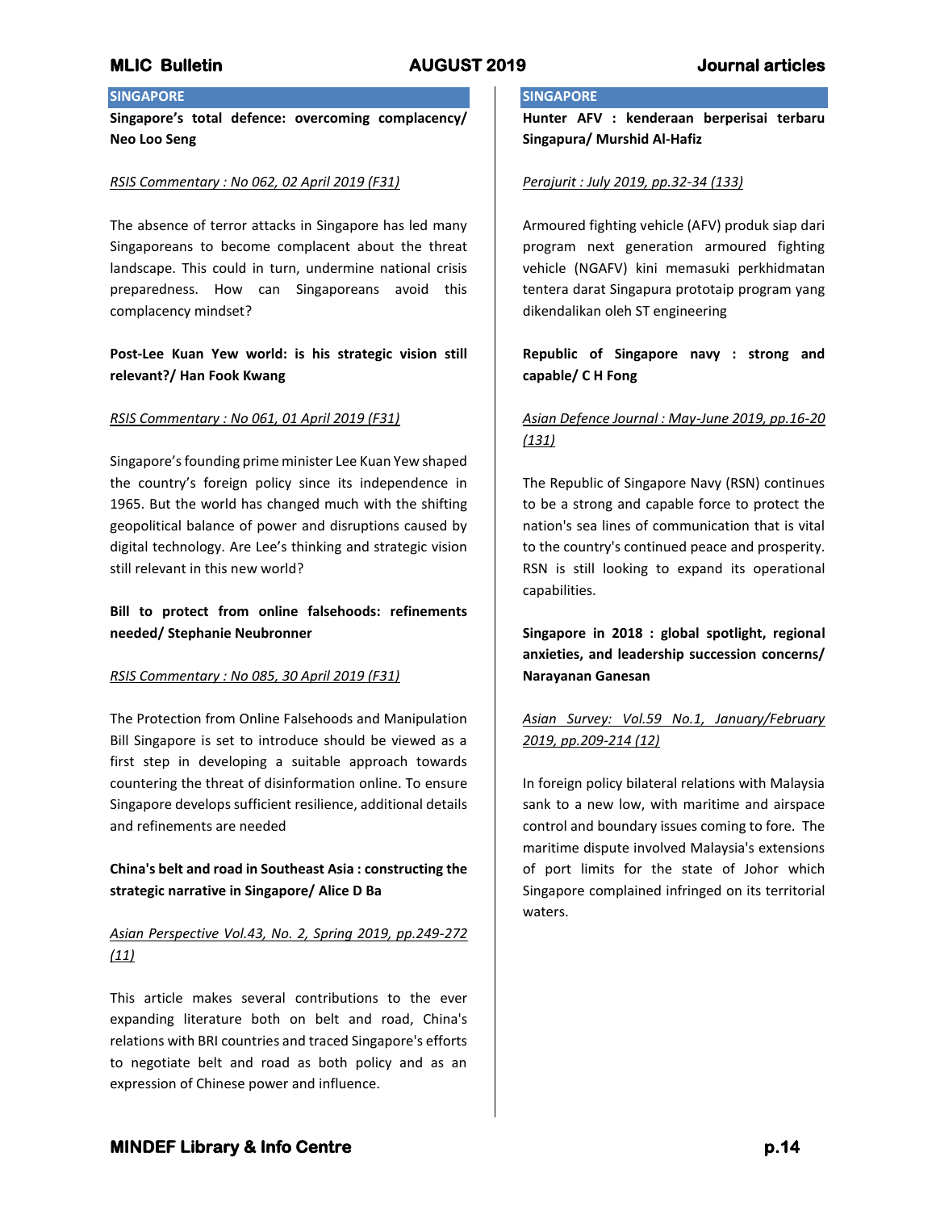## SINGAPORE

**Singapore's total defence: overcoming complacency/ Neo Loo Seng**

*RSIS Commentary : No 062, 02 April 2019 (F31)*

The absence of terror attacks in Singapore has led many Singaporeans to become complacent about the threat landscape. This could in turn, undermine national crisis preparedness. How can Singaporeans avoid this complacency mindset?

**Post-Lee Kuan Yew world: is his strategic vision still relevant?/ Han Fook Kwang**

*RSIS Commentary : No 061, 01 April 2019 (F31)*

Singapore's founding prime minister Lee Kuan Yew shaped the country's foreign policy since its independence in 1965. But the world has changed much with the shifting geopolitical balance of power and disruptions caused by digital technology. Are Lee's thinking and strategic vision still relevant in this new world?

**Bill to protect from online falsehoods: refinements needed/ Stephanie Neubronner**

*RSIS Commentary : No 085, 30 April 2019 (F31)*

The Protection from Online Falsehoods and Manipulation Bill Singapore is set to introduce should be viewed as a first step in developing a suitable approach towards countering the threat of disinformation online. To ensure Singapore develops sufficient resilience, additional details and refinements are needed

**China's belt and road in Southeast Asia : constructing the strategic narrative in Singapore/ Alice D Ba**

*Asian Perspective Vol.43, No. 2, Spring 2019, pp.249-272 (11)*

This article makes several contributions to the ever expanding literature both on belt and road, China's relations with BRI countries and traced Singapore's efforts to negotiate belt and road as both policy and as an expression of Chinese power and influence.

## SINGAPORE

**Hunter AFV : kenderaan berperisai terbaru Singapura/ Murshid Al-Hafiz**

*Perajurit : July 2019, pp.32-34 (133)*

Armoured fighting vehicle (AFV) produk siap dari program next generation armoured fighting vehicle (NGAFV) kini memasuki perkhidmatan tentera darat Singapura prototaip program yang dikendalikan oleh ST engineering

**Republic of Singapore navy : strong and capable/ C H Fong**

*Asian Defence Journal : May-June 2019, pp.16-20 (131)*

The Republic of Singapore Navy (RSN) continues to be a strong and capable force to protect the nation's sea lines of communication that is vital to the country's continued peace and prosperity. RSN is still looking to expand its operational capabilities.

**Singapore in 2018 : global spotlight, regional anxieties, and leadership succession concerns/ Narayanan Ganesan**

*Asian Survey: Vol.59 No.1, January/February 2019, pp.209-214 (12)*

In foreign policy bilateral relations with Malaysia sank to a new low, with maritime and airspace control and boundary issues coming to fore. The maritime dispute involved Malaysia's extensions of port limits for the state of Johor which Singapore complained infringed on its territorial waters.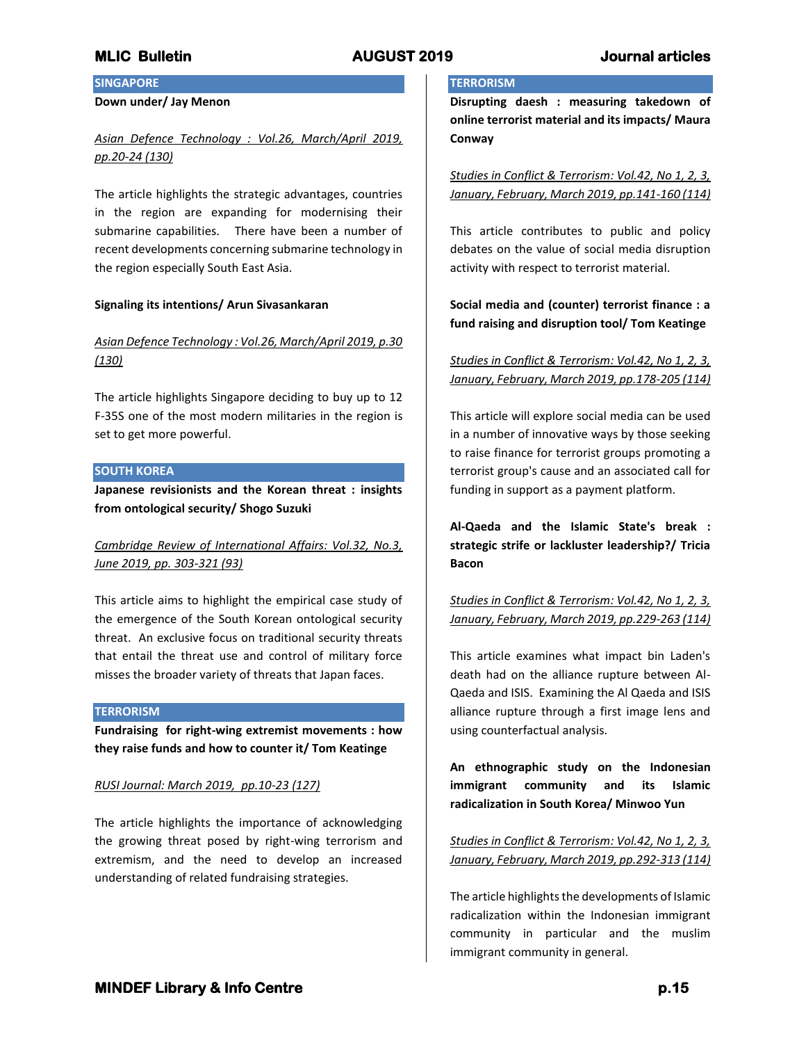## SINGAPORE

**Down under/ Jay Menon**

*Asian Defence Technology : Vol.26, March/April 2019, pp.20-24 (130)*

The article highlights the strategic advantages, countries in the region are expanding for modernising their submarine capabilities. There have been a number of recent developments concerning submarine technology in the region especially South East Asia.

**Signaling its intentions/ Arun Sivasankaran**

*Asian Defence Technology : Vol.26, March/April 2019, p.30 (130)*

The article highlights Singapore deciding to buy up to 12 F-35S one of the most modern militaries in the region is set to get more powerful.

## SOUTH KOREA

**Japanese revisionists and the Korean threat : insights from ontological security/ Shogo Suzuki**

*Cambridge Review of International Affairs: Vol.32, No.3, June 2019, pp. 303-321 (93)*

This article aims to highlight the empirical case study of the emergence of the South Korean ontological security threat. An exclusive focus on traditional security threats that entail the threat use and control of military force misses the broader variety of threats that Japan faces.

## TERRORISM

**Fundraising for right-wing extremist movements : how they raise funds and how to counter it/ Tom Keatinge**

*RUSI Journal: March 2019, pp.10-23 (127)*

The article highlights the importance of acknowledging the growing threat posed by right-wing terrorism and extremism, and the need to develop an increased understanding of related fundraising strategies.

## TERRORISM

**Disrupting daesh : measuring takedown of online terrorist material and its impacts/ Maura Conway**

*Studies in Conflict & Terrorism: Vol.42, No 1, 2, 3, January, February, March 2019, pp.141-160 (114)*

This article contributes to public and policy debates on the value of social media disruption activity with respect to terrorist material.

**Social media and (counter) terrorist finance : a fund raising and disruption tool/ Tom Keatinge**

*Studies in Conflict & Terrorism: Vol.42, No 1, 2, 3, January, February, March 2019, pp.178-205 (114)*

This article will explore social media can be used in a number of innovative ways by those seeking to raise finance for terrorist groups promoting a terrorist group's cause and an associated call for funding in support as a payment platform.

**Al-Qaeda and the Islamic State's break : strategic strife or lackluster leadership?/ Tricia Bacon**

*Studies in Conflict & Terrorism: Vol.42, No 1, 2, 3, January, February, March 2019, pp.229-263 (114)*

This article examines what impact bin Laden's death had on the alliance rupture between Al-Qaeda and ISIS. Examining the Al Qaeda and ISIS alliance rupture through a first image lens and using counterfactual analysis.

**An ethnographic study on the Indonesian immigrant community and its Islamic radicalization in South Korea/ Minwoo Yun**

*Studies in Conflict & Terrorism: Vol.42, No 1, 2, 3, January, February, March 2019, pp.292-313 (114)*

The article highlights the developments of Islamic radicalization within the Indonesian immigrant community in particular and the muslim immigrant community in general.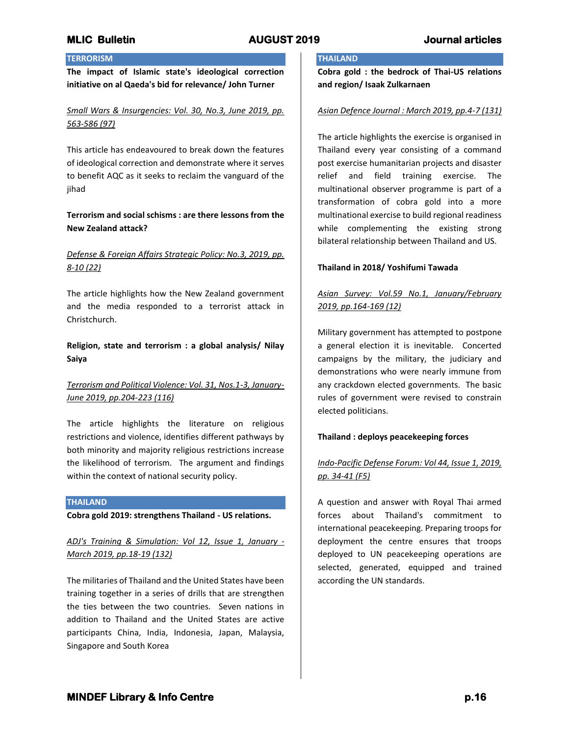## TERRORISM

**The impact of Islamic state's ideological correction initiative on al Qaeda's bid for relevance/ John Turner**

*Small Wars & Insurgencies: Vol. 30, No.3, June 2019, pp. 563-586 (97)*

This article has endeavoured to break down the features of ideological correction and demonstrate where it serves to benefit AQC as it seeks to reclaim the vanguard of the jihad

**Terrorism and social schisms : are there lessons from the New Zealand attack?**

*Defense & Foreign Affairs Strategic Policy: No.3, 2019, pp. 8-10 (22)*

The article highlights how the New Zealand government and the media responded to a terrorist attack in Christchurch.

**Religion, state and terrorism : a global analysis/ Nilay Saiya**

*Terrorism and Political Violence: Vol. 31, Nos.1-3, January-June 2019, pp.204-223 (116)*

The article highlights the literature on religious restrictions and violence, identifies different pathways by both minority and majority religious restrictions increase the likelihood of terrorism. The argument and findings within the context of national security policy.

## THAILAND

**Cobra gold 2019: strengthens Thailand - US relations.**

*ADJ's Training & Simulation: Vol 12, Issue 1, January - March 2019, pp.18-19 (132)*

The militaries of Thailand and the United States have been training together in a series of drills that are strengthen the ties between the two countries. Seven nations in addition to Thailand and the United States are active participants China, India, Indonesia, Japan, Malaysia, Singapore and South Korea

## THAILAND

**Cobra gold : the bedrock of Thai-US relations and region/ Isaak Zulkarnaen**

*Asian Defence Journal : March 2019, pp.4-7 (131)*

The article highlights the exercise is organised in Thailand every year consisting of a command post exercise humanitarian projects and disaster relief and field training exercise. The multinational observer programme is part of a transformation of cobra gold into a more multinational exercise to build regional readiness while complementing the existing strong bilateral relationship between Thailand and US.

**Thailand in 2018/ Yoshifumi Tawada**

*Asian Survey: Vol.59 No.1, January/February 2019, pp.164-169 (12)*

Military government has attempted to postpone a general election it is inevitable. Concerted campaigns by the military, the judiciary and demonstrations who were nearly immune from any crackdown elected governments. The basic rules of government were revised to constrain elected politicians.

**Thailand : deploys peacekeeping forces**

*Indo-Pacific Defense Forum: Vol 44, Issue 1, 2019, pp. 34-41 (F5)*

A question and answer with Royal Thai armed forces about Thailand's commitment to international peacekeeping. Preparing troops for deployment the centre ensures that troops deployed to UN peacekeeping operations are selected, generated, equipped and trained according the UN standards.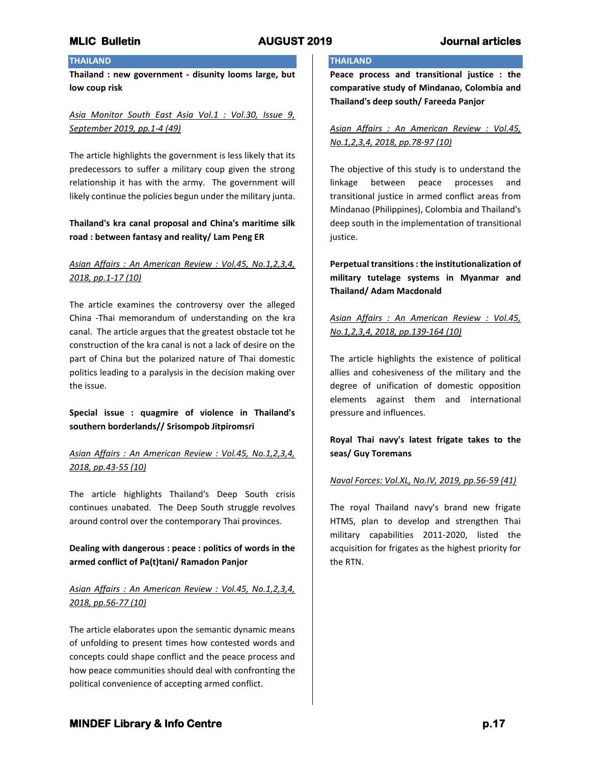## THAILAND

**Thailand : new government - disunity looms large, but low coup risk**

*Asia Monitor South East Asia Vol.1 : Vol.30, Issue 9, September 2019, pp.1-4 (49)*

The article highlights the government is less likely that its predecessors to suffer a military coup given the strong relationship it has with the army. The government will likely continue the policies begun under the military junta.

**Thailand's kra canal proposal and China's maritime silk road : between fantasy and reality/ Lam Peng ER**

*Asian Affairs : An American Review : Vol.45, No.1,2,3,4, 2018, pp.1-17 (10)*

The article examines the controversy over the alleged China -Thai memorandum of understanding on the kra canal. The article argues that the greatest obstacle tot he construction of the kra canal is not a lack of desire on the part of China but the polarized nature of Thai domestic politics leading to a paralysis in the decision making over the issue.

**Special issue : quagmire of violence in Thailand's southern borderlands// Srisompob Jitpiromsri**

*Asian Affairs : An American Review : Vol.45, No.1,2,3,4, 2018, pp.43-55 (10)*

The article highlights Thailand's Deep South crisis continues unabated. The Deep South struggle revolves around control over the contemporary Thai provinces.

**Dealing with dangerous : peace : politics of words in the armed conflict of Pa(t)tani/ Ramadon Panjor**

*Asian Affairs : An American Review : Vol.45, No.1,2,3,4, 2018, pp.56-77 (10)*

The article elaborates upon the semantic dynamic means of unfolding to present times how contested words and concepts could shape conflict and the peace process and how peace communities should deal with confronting the political convenience of accepting armed conflict.

## THAILAND

**Peace process and transitional justice : the comparative study of Mindanao, Colombia and Thailand's deep south/ Fareeda Panjor**

*Asian Affairs : An American Review : Vol.45, No.1,2,3,4, 2018, pp.78-97 (10)*

The objective of this study is to understand the linkage between peace processes and transitional justice in armed conflict areas from Mindanao (Philippines), Colombia and Thailand's deep south in the implementation of transitional justice.

**Perpetual transitions : the institutionalization of military tutelage systems in Myanmar and Thailand/ Adam Macdonald**

*Asian Affairs : An American Review : Vol.45, No.1,2,3,4, 2018, pp.139-164 (10)*

The article highlights the existence of political allies and cohesiveness of the military and the degree of unification of domestic opposition elements against them and international pressure and influences.

**Royal Thai navy's latest frigate takes to the seas/ Guy Toremans**

*Naval Forces: Vol.XL, No.IV, 2019, pp.56-59 (41)*

The royal Thailand navy's brand new frigate HTMS, plan to develop and strengthen Thai military capabilities 2011-2020, listed the acquisition for frigates as the highest priority for the RTN.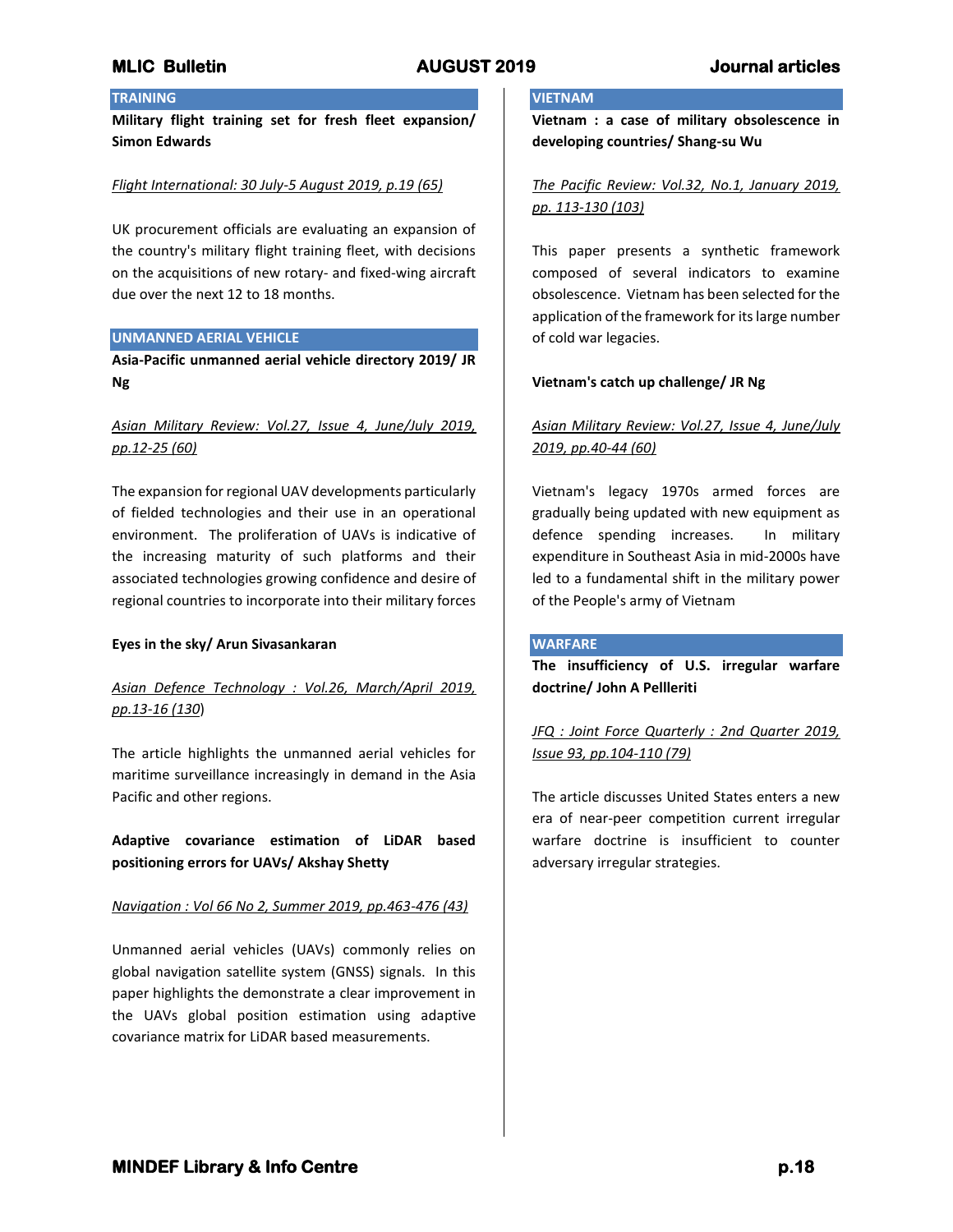## TRAINING

**Military flight training set for fresh fleet expansion/ Simon Edwards**

*Flight International: 30 July-5 August 2019, p.19 (65)*

UK procurement officials are evaluating an expansion of the country's military flight training fleet, with decisions on the acquisitions of new rotary- and fixed-wing aircraft due over the next 12 to 18 months.

## UNMANNED AERIAL VEHICLE

**Asia-Pacific unmanned aerial vehicle directory 2019/ JR Ng**

*Asian Military Review: Vol.27, Issue 4, June/July 2019, pp.12-25 (60)*

The expansion for regional UAV developments particularly of fielded technologies and their use in an operational environment. The proliferation of UAVs is indicative of the increasing maturity of such platforms and their associated technologies growing confidence and desire of regional countries to incorporate into their military forces

**Eyes in the sky/ Arun Sivasankaran**

*Asian Defence Technology : Vol.26, March/April 2019, pp.13-16 (130)*

The article highlights the unmanned aerial vehicles for maritime surveillance increasingly in demand in the Asia Pacific and other regions.

**Adaptive covariance estimation of LiDAR based positioning errors for UAVs/ Akshay Shetty**

*Navigation : Vol 66 No 2, Summer 2019, pp.463-476 (43)*

Unmanned aerial vehicles (UAVs) commonly relies on global navigation satellite system (GNSS) signals. In this paper highlights the demonstrate a clear improvement in the UAVs global position estimation using adaptive covariance matrix for LiDAR based measurements.

## VIETNAM

**Vietnam : a case of military obsolescence in developing countries/ Shang-su Wu**

*The Pacific Review: Vol.32, No.1, January 2019, pp. 113-130 (103)*

This paper presents a synthetic framework composed of several indicators to examine obsolescence. Vietnam has been selected for the application of the framework for its large number of cold war legacies.

**Vietnam's catch up challenge/ JR Ng**

*Asian Military Review: Vol.27, Issue 4, June/July 2019, pp.40-44 (60)*

Vietnam's legacy 1970s armed forces are gradually being updated with new equipment as defence spending increases. In military expenditure in Southeast Asia in mid-2000s have led to a fundamental shift in the military power of the People's army of Vietnam

## WARFARE

**The insufficiency of U.S. irregular warfare doctrine/ John A Pelleriti**

*JFQ : Joint Force Quarterly : 2nd Quarter 2019, Issue 93, pp.104-110 (79)*

The article discusses United States enters a new era of near-peer competition current irregular warfare doctrine is insufficient to counter adversary irregular strategies.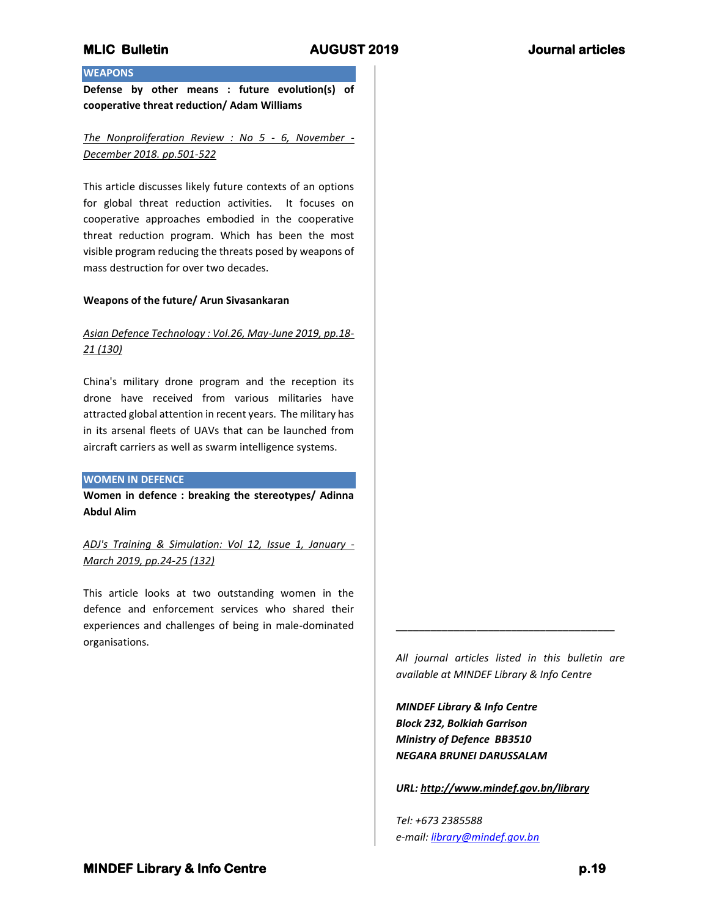## WEAPONS

**Defense by other means : future evolution(s) of cooperative threat reduction/ Adam Williams**

*The Nonproliferation Review : No 5 - 6, November - December 2018. pp.501-522*

This article discusses likely future contexts of an options for global threat reduction activities. It focuses on cooperative approaches embodied in the cooperative threat reduction program. Which has been the most visible program reducing the threats posed by weapons of mass destruction for over two decades.

**Weapons of the future/ Arun Sivasankaran**

*Asian Defence Technology : Vol.26, May-June 2019, pp.18-21 (130)*

China's military drone program and the reception its drone have received from various militaries have attracted global attention in recent years. The military has in its arsenal fleets of UAVs that can be launched from aircraft carriers as well as swarm intelligence systems.

## WOMEN IN DEFENCE

**Women in defence : breaking the stereotypes/ Adinna Abdul Alim**

*ADJ's Training & Simulation: Vol 12, Issue 1, January - March 2019, pp.24-25 (132)*

This article looks at two outstanding women in the defence and enforcement services who shared their experiences and challenges of being in male-dominated organisations.

---

*All journal articles listed in this bulletin are available at MINDEF Library & Info Centre*

***MINDEF Library & Info Centre***
***Block 232, Bolkiah Garrison***
***Ministry of Defence BB3510***
***NEGARA BRUNEI DARUSSALAM***

***URL: http://www.mindef.gov.bn/library***

*Tel: +673 2385588*
*e-mail: library@mindef.gov.bn*